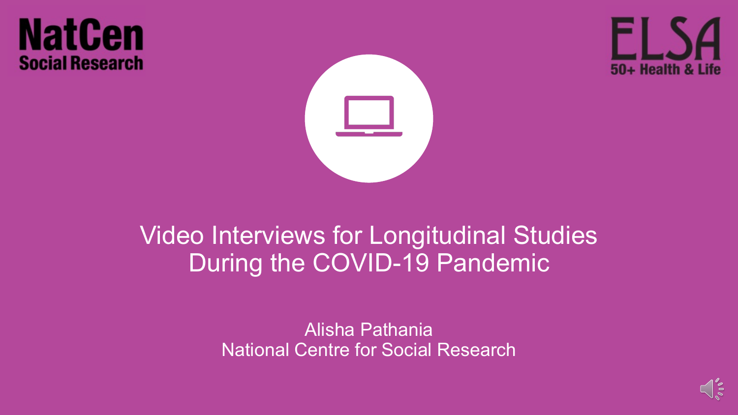NatCen Social Research

ELSA 50+ Health & Life

# Video Interviews for Longitudinal Studies During the COVID-19 Pandemic

Alisha Pathania
National Centre for Social Research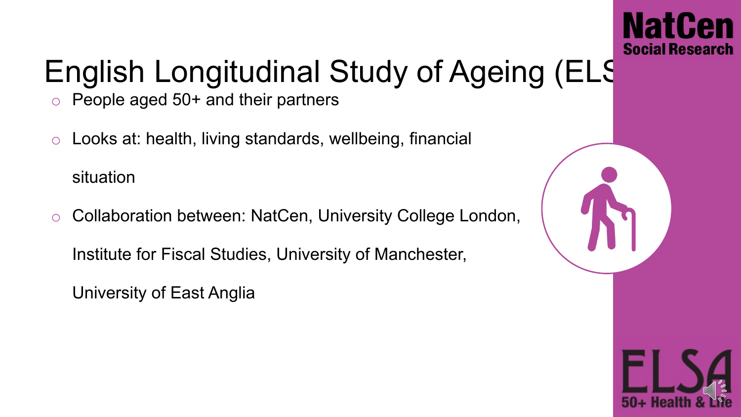# English Longitudinal Study of Ageing (ELS

- People aged 50+ and their partners
- Looks at: health, living standards, wellbeing, financial situation
- Collaboration between: NatCen, University College London, Institute for Fiscal Studies, University of Manchester, University of East Anglia

NatCen Social Research

ELSA 50+ Health & Life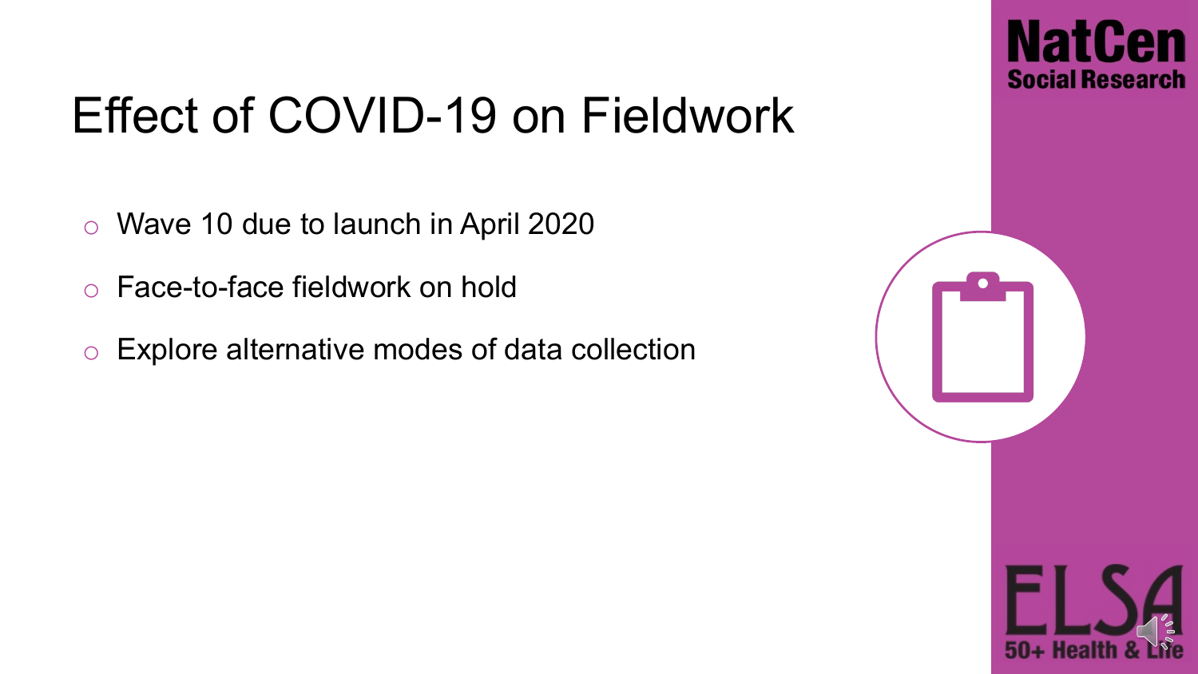# Effect of COVID-19 on Fieldwork

- Wave 10 due to launch in April 2020
- Face-to-face fieldwork on hold
- Explore alternative modes of data collection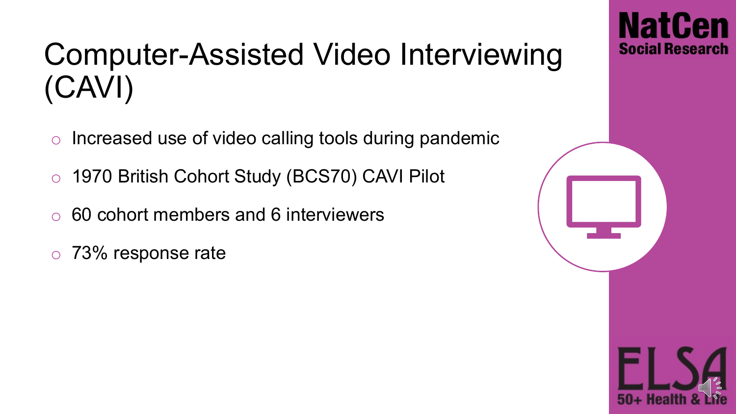# Computer-Assisted Video Interviewing (CAVI)

- Increased use of video calling tools during pandemic
- 1970 British Cohort Study (BCS70) CAVI Pilot
- 60 cohort members and 6 interviewers
- 73% response rate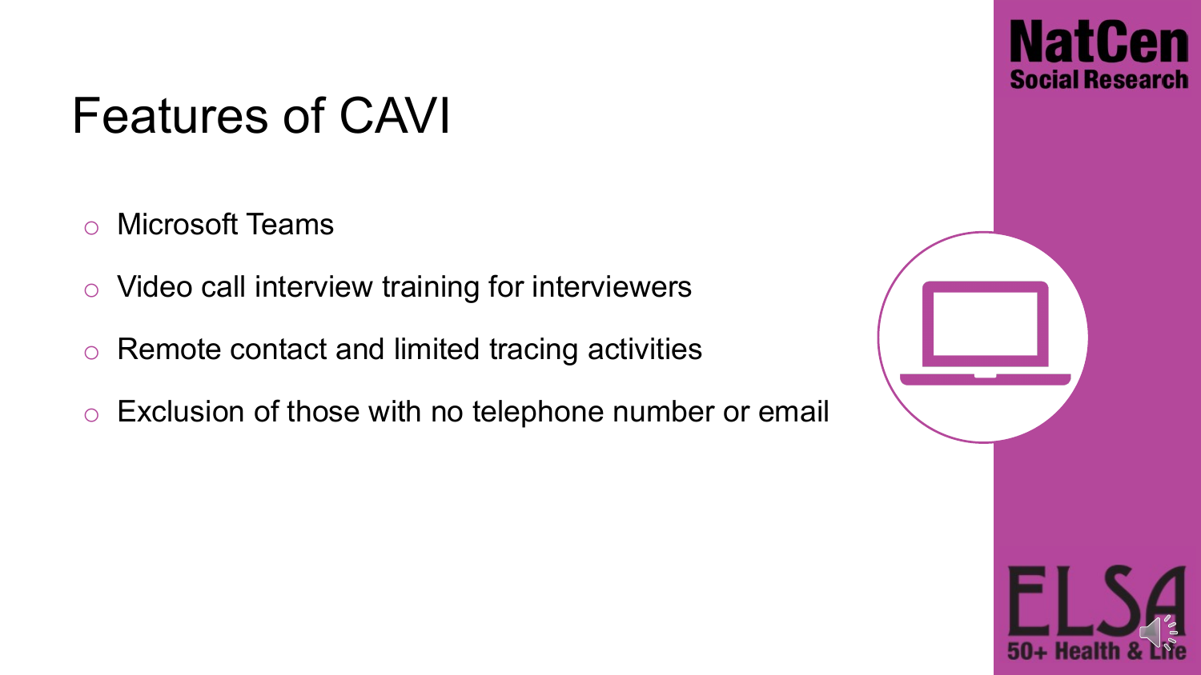# Features of CAVI

- Microsoft Teams
- Video call interview training for interviewers
- Remote contact and limited tracing activities
- Exclusion of those with no telephone number or email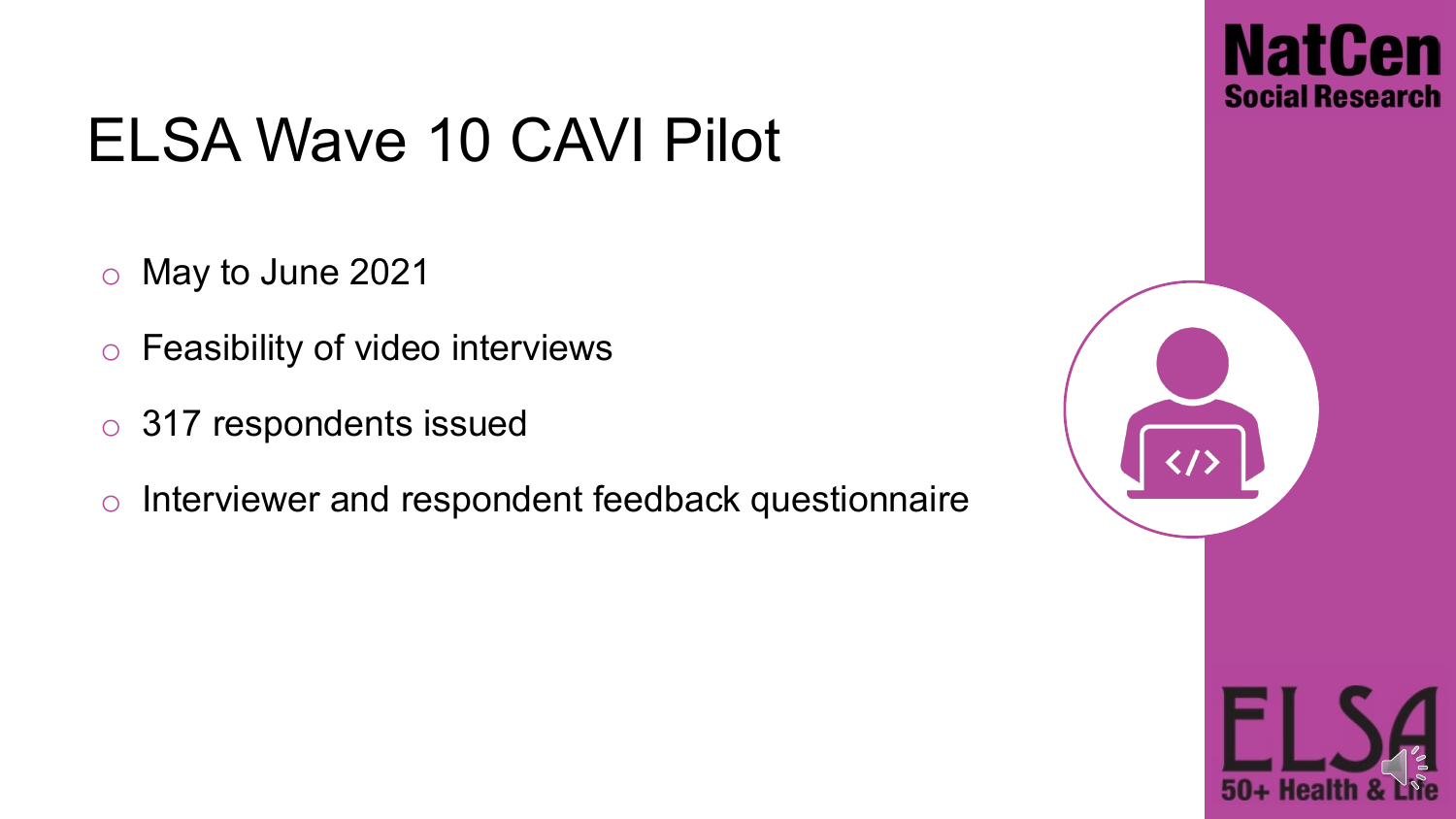# ELSA Wave 10 CAVI Pilot

- May to June 2021
- Feasibility of video interviews
- 317 respondents issued
- Interviewer and respondent feedback questionnaire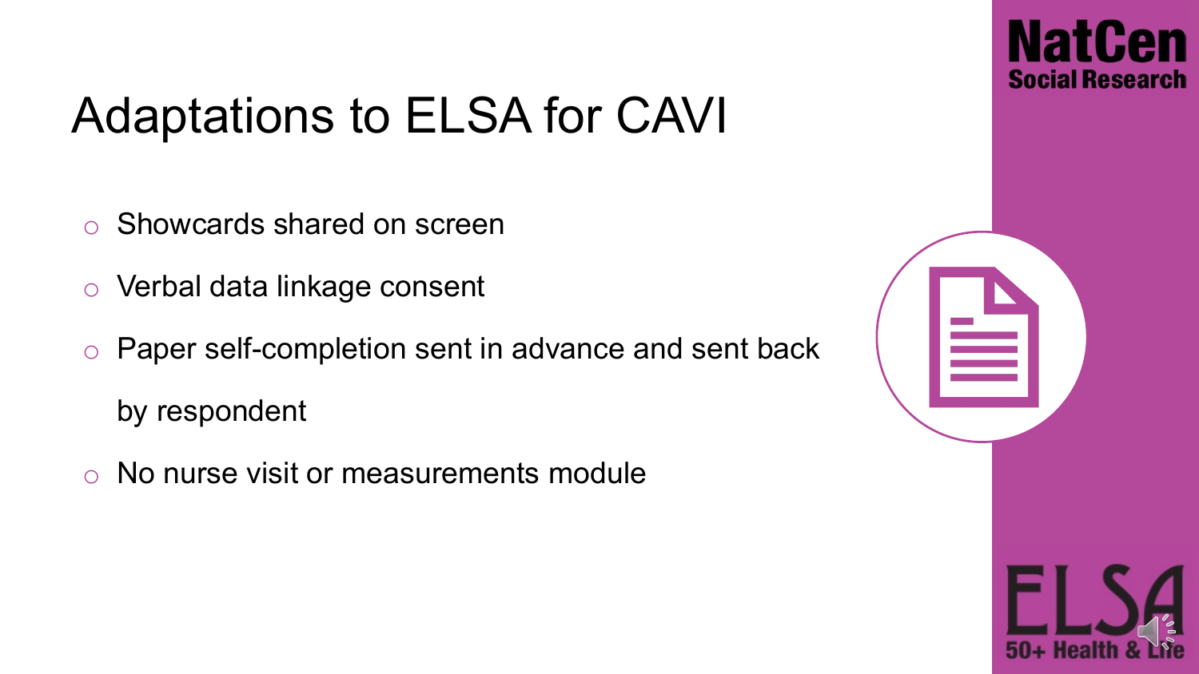# Adaptations to ELSA for CAVI

- Showcards shared on screen
- Verbal data linkage consent
- Paper self-completion sent in advance and sent back by respondent
- No nurse visit or measurements module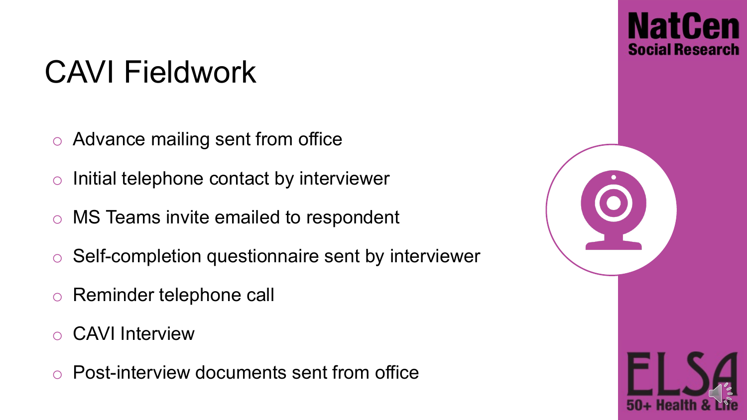# CAVI Fieldwork

- Advance mailing sent from office
- Initial telephone contact by interviewer
- MS Teams invite emailed to respondent
- Self-completion questionnaire sent by interviewer
- Reminder telephone call
- CAVI Interview
- Post-interview documents sent from office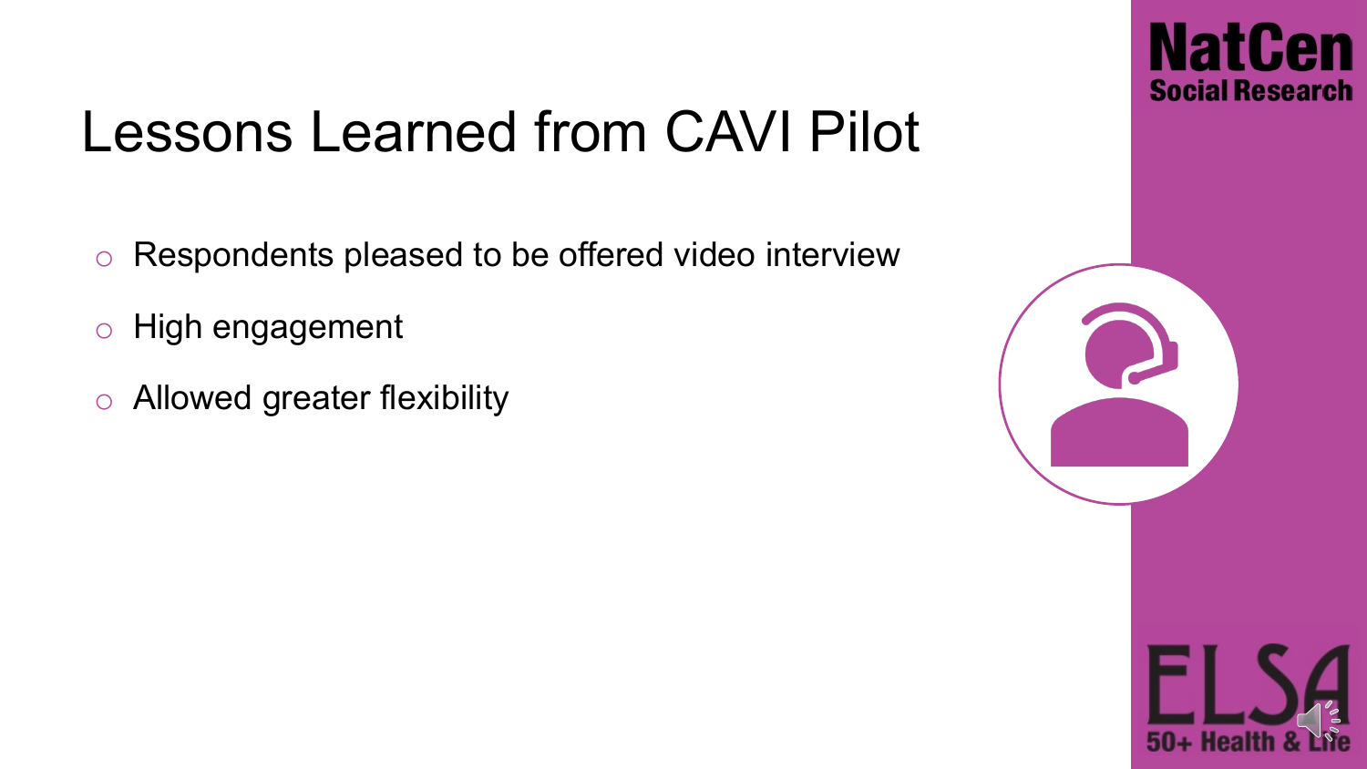# Lessons Learned from CAVI Pilot

- Respondents pleased to be offered video interview
- High engagement
- Allowed greater flexibility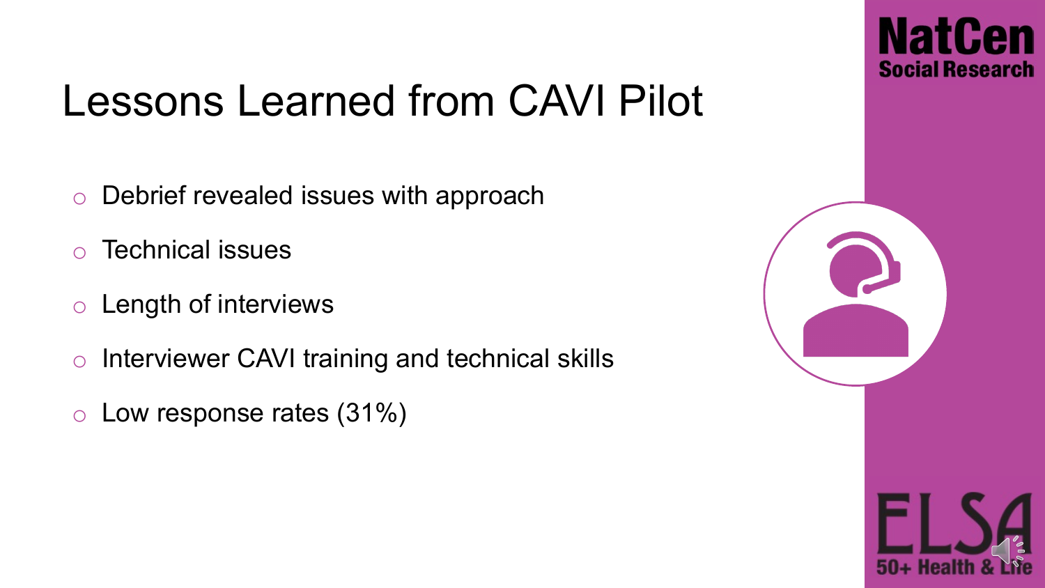# Lessons Learned from CAVI Pilot

- Debrief revealed issues with approach
- Technical issues
- Length of interviews
- Interviewer CAVI training and technical skills
- Low response rates (31%)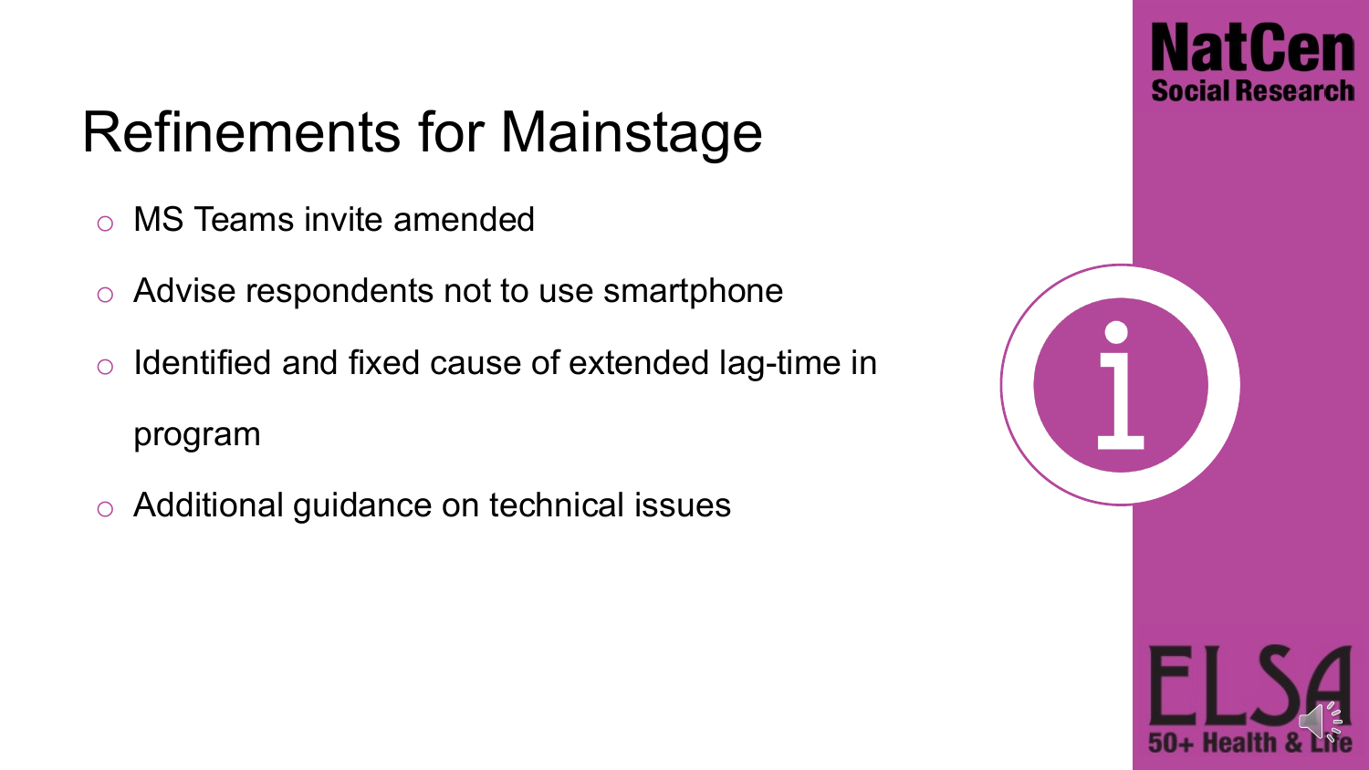# Refinements for Mainstage

- MS Teams invite amended
- Advise respondents not to use smartphone
- Identified and fixed cause of extended lag-time in program
- Additional guidance on technical issues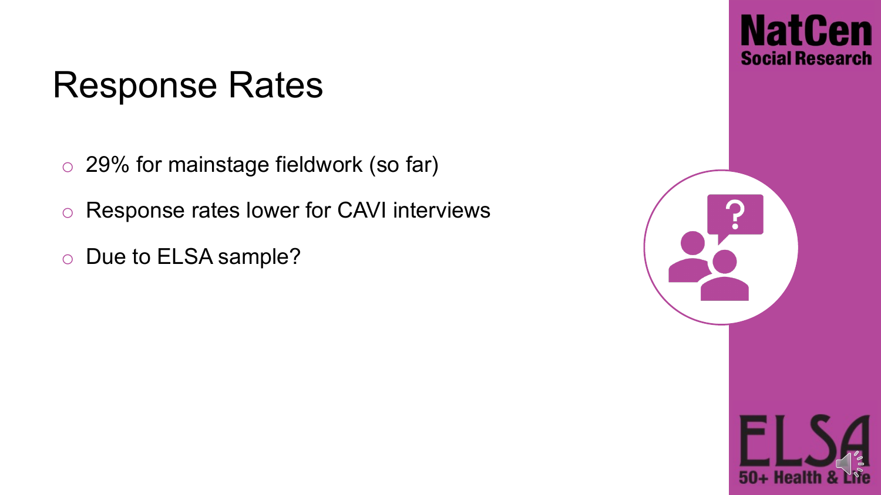# Response Rates

- 29% for mainstage fieldwork (so far)
- Response rates lower for CAVI interviews
- Due to ELSA sample?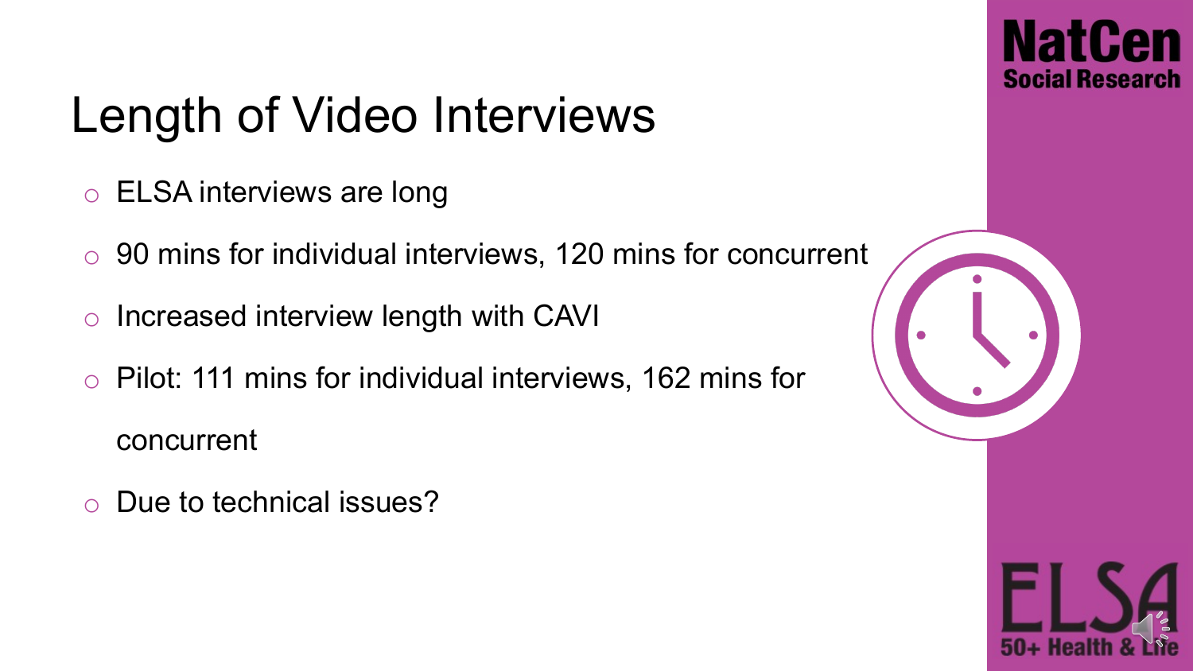# Length of Video Interviews

- ELSA interviews are long
- 90 mins for individual interviews, 120 mins for concurrent
- Increased interview length with CAVI
- Pilot: 111 mins for individual interviews, 162 mins for concurrent
- Due to technical issues?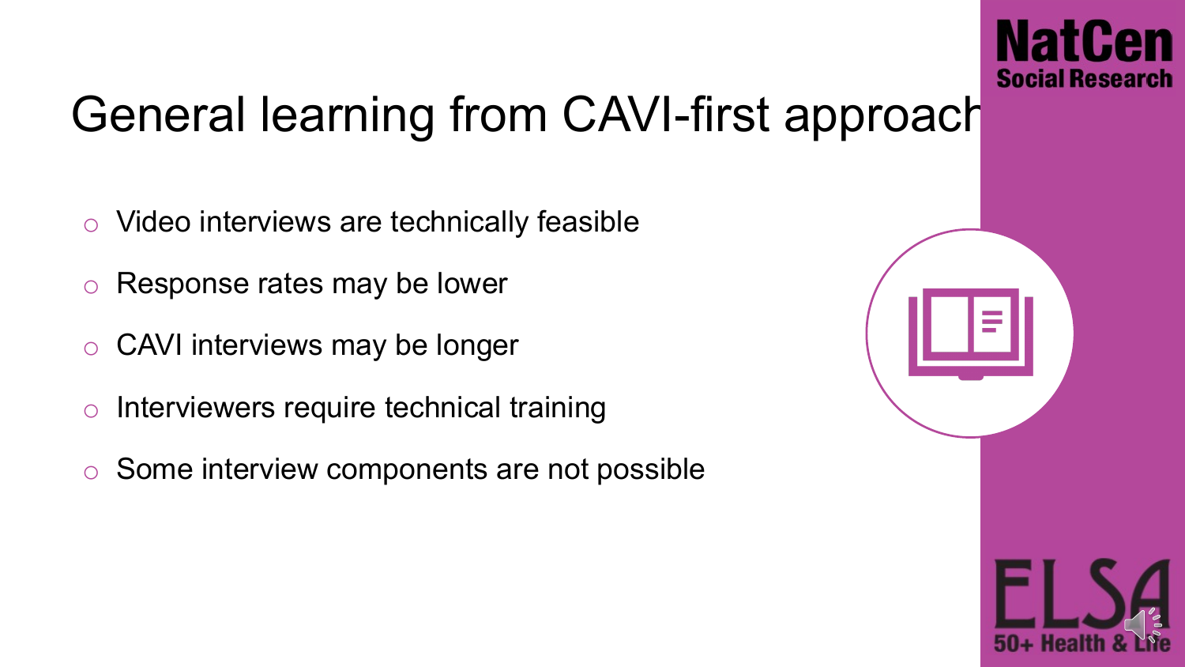# General learning from CAVI-first approach

- Video interviews are technically feasible
- Response rates may be lower
- CAVI interviews may be longer
- Interviewers require technical training
- Some interview components are not possible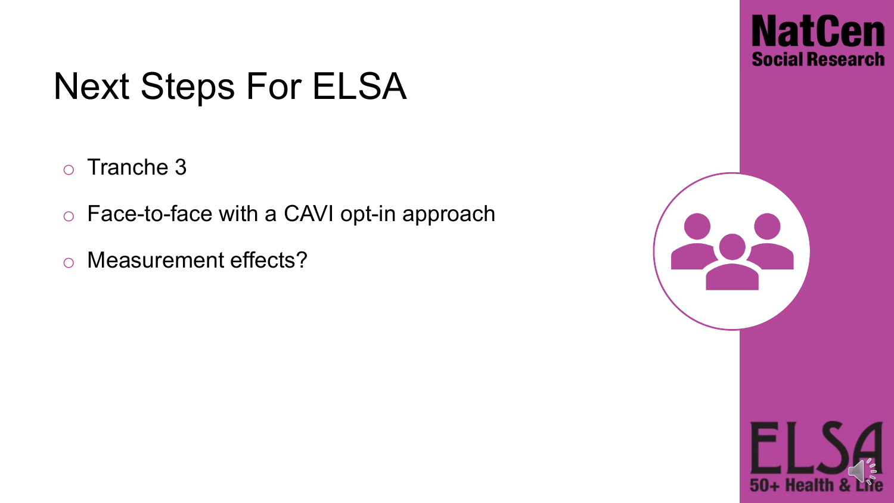# Next Steps For ELSA

- Tranche 3
- Face-to-face with a CAVI opt-in approach
- Measurement effects?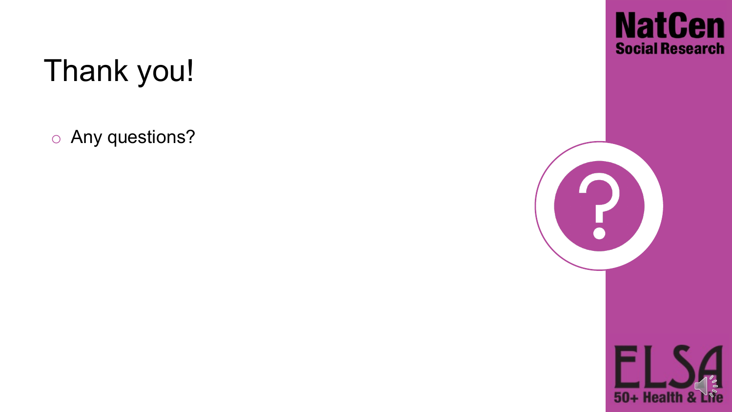# Thank you!

- Any questions?

NatCen
Social Research

ELSA
50+ Health & Life